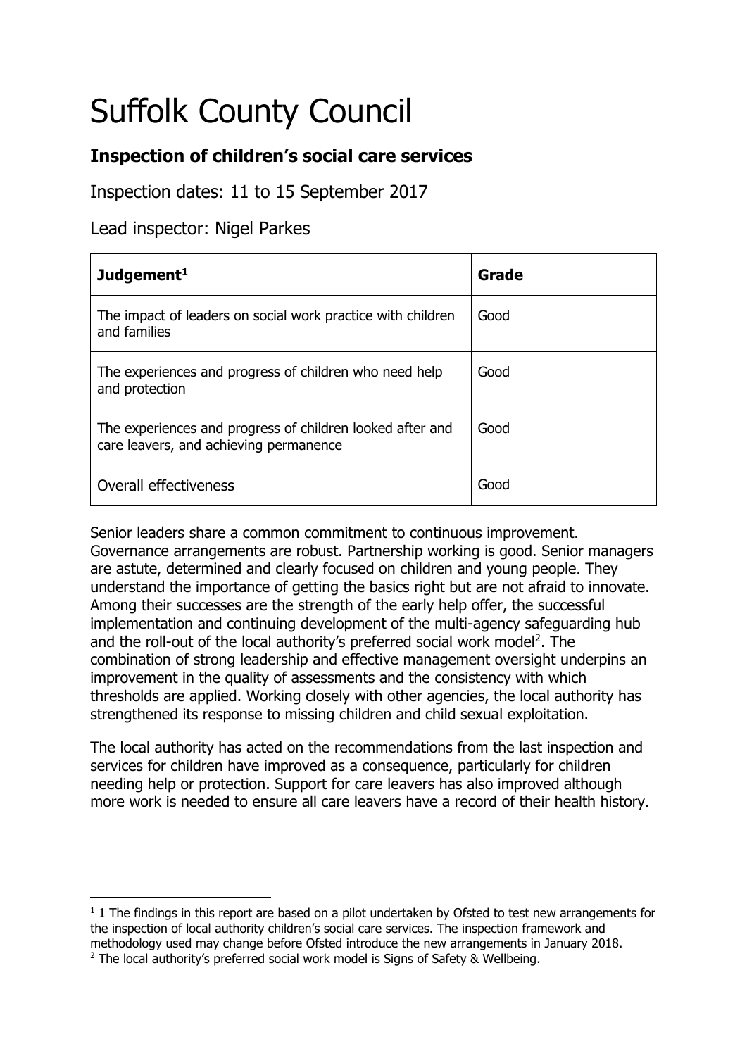# Suffolk County Council

## Inspection of children's social care services

Inspection dates: 11 to 15 September 2017

Lead inspector: Nigel Parkes

| Judgement[1] | Grade |
| --- | --- |
| The impact of leaders on social work practice with children and families | Good |
| The experiences and progress of children who need help and protection | Good |
| The experiences and progress of children looked after and care leavers, and achieving permanence | Good |
| Overall effectiveness | Good |

Senior leaders share a common commitment to continuous improvement. Governance arrangements are robust. Partnership working is good. Senior managers are astute, determined and clearly focused on children and young people. They understand the importance of getting the basics right but are not afraid to innovate. Among their successes are the strength of the early help offer, the successful implementation and continuing development of the multi-agency safeguarding hub and the roll-out of the local authority's preferred social work model[2]. The combination of strong leadership and effective management oversight underpins an improvement in the quality of assessments and the consistency with which thresholds are applied. Working closely with other agencies, the local authority has strengthened its response to missing children and child sexual exploitation.

The local authority has acted on the recommendations from the last inspection and services for children have improved as a consequence, particularly for children needing help or protection. Support for care leavers has also improved although more work is needed to ensure all care leavers have a record of their health history.

---

[1] 1 The findings in this report are based on a pilot undertaken by Ofsted to test new arrangements for the inspection of local authority children's social care services. The inspection framework and methodology used may change before Ofsted introduce the new arrangements in January 2018.

[2] The local authority's preferred social work model is Signs of Safety & Wellbeing.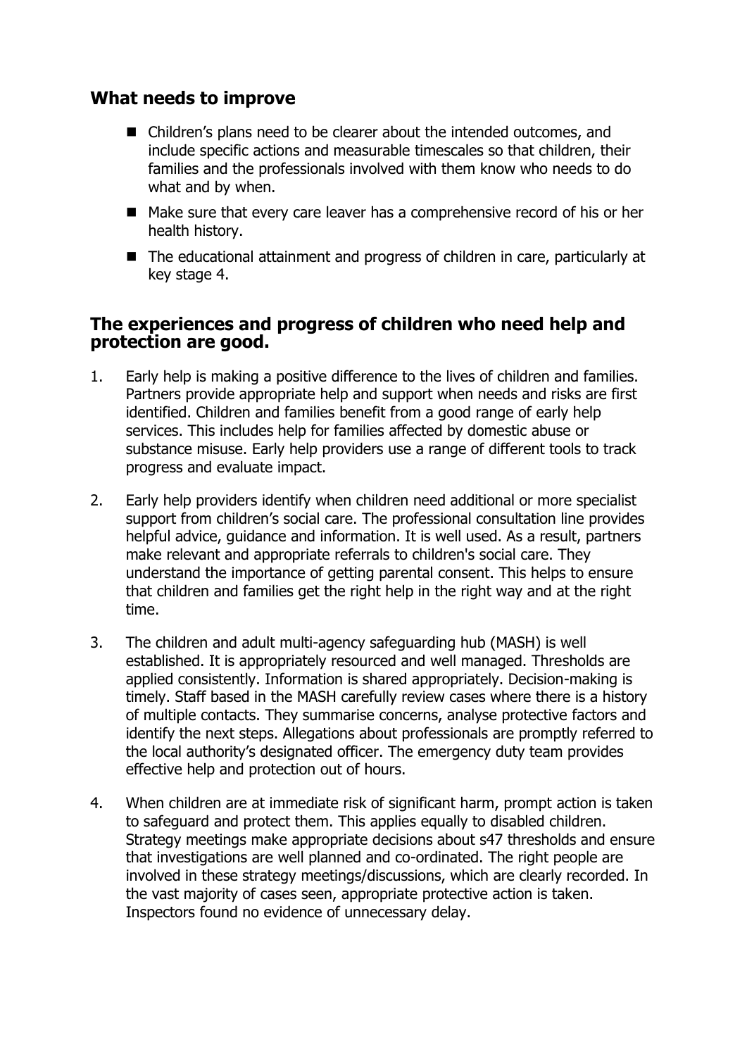## What needs to improve

- Children's plans need to be clearer about the intended outcomes, and include specific actions and measurable timescales so that children, their families and the professionals involved with them know who needs to do what and by when.
- Make sure that every care leaver has a comprehensive record of his or her health history.
- The educational attainment and progress of children in care, particularly at key stage 4.

## The experiences and progress of children who need help and protection are good.

1. Early help is making a positive difference to the lives of children and families. Partners provide appropriate help and support when needs and risks are first identified. Children and families benefit from a good range of early help services. This includes help for families affected by domestic abuse or substance misuse. Early help providers use a range of different tools to track progress and evaluate impact.

2. Early help providers identify when children need additional or more specialist support from children's social care. The professional consultation line provides helpful advice, guidance and information. It is well used. As a result, partners make relevant and appropriate referrals to children's social care. They understand the importance of getting parental consent. This helps to ensure that children and families get the right help in the right way and at the right time.

3. The children and adult multi-agency safeguarding hub (MASH) is well established. It is appropriately resourced and well managed. Thresholds are applied consistently. Information is shared appropriately. Decision-making is timely. Staff based in the MASH carefully review cases where there is a history of multiple contacts. They summarise concerns, analyse protective factors and identify the next steps. Allegations about professionals are promptly referred to the local authority's designated officer. The emergency duty team provides effective help and protection out of hours.

4. When children are at immediate risk of significant harm, prompt action is taken to safeguard and protect them. This applies equally to disabled children. Strategy meetings make appropriate decisions about s47 thresholds and ensure that investigations are well planned and co-ordinated. The right people are involved in these strategy meetings/discussions, which are clearly recorded. In the vast majority of cases seen, appropriate protective action is taken. Inspectors found no evidence of unnecessary delay.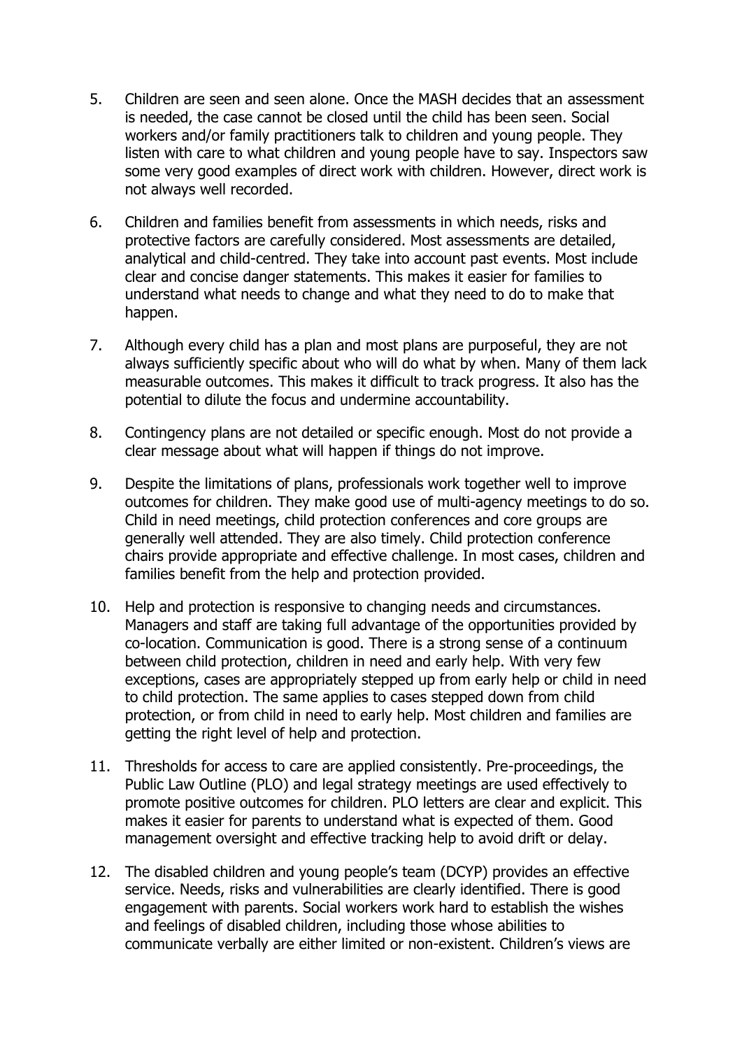5. Children are seen and seen alone. Once the MASH decides that an assessment is needed, the case cannot be closed until the child has been seen. Social workers and/or family practitioners talk to children and young people. They listen with care to what children and young people have to say. Inspectors saw some very good examples of direct work with children. However, direct work is not always well recorded.

6. Children and families benefit from assessments in which needs, risks and protective factors are carefully considered. Most assessments are detailed, analytical and child-centred. They take into account past events. Most include clear and concise danger statements. This makes it easier for families to understand what needs to change and what they need to do to make that happen.

7. Although every child has a plan and most plans are purposeful, they are not always sufficiently specific about who will do what by when. Many of them lack measurable outcomes. This makes it difficult to track progress. It also has the potential to dilute the focus and undermine accountability.

8. Contingency plans are not detailed or specific enough. Most do not provide a clear message about what will happen if things do not improve.

9. Despite the limitations of plans, professionals work together well to improve outcomes for children. They make good use of multi-agency meetings to do so. Child in need meetings, child protection conferences and core groups are generally well attended. They are also timely. Child protection conference chairs provide appropriate and effective challenge. In most cases, children and families benefit from the help and protection provided.

10. Help and protection is responsive to changing needs and circumstances. Managers and staff are taking full advantage of the opportunities provided by co-location. Communication is good. There is a strong sense of a continuum between child protection, children in need and early help. With very few exceptions, cases are appropriately stepped up from early help or child in need to child protection. The same applies to cases stepped down from child protection, or from child in need to early help. Most children and families are getting the right level of help and protection.

11. Thresholds for access to care are applied consistently. Pre-proceedings, the Public Law Outline (PLO) and legal strategy meetings are used effectively to promote positive outcomes for children. PLO letters are clear and explicit. This makes it easier for parents to understand what is expected of them. Good management oversight and effective tracking help to avoid drift or delay.

12. The disabled children and young people's team (DCYP) provides an effective service. Needs, risks and vulnerabilities are clearly identified. There is good engagement with parents. Social workers work hard to establish the wishes and feelings of disabled children, including those whose abilities to communicate verbally are either limited or non-existent. Children's views are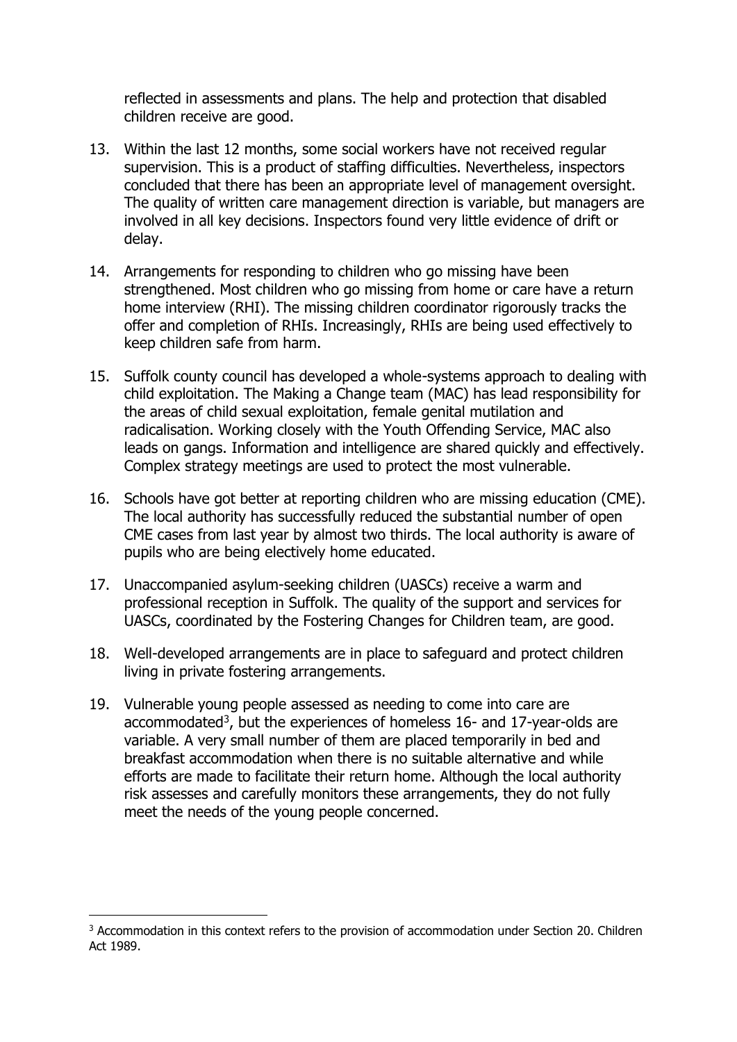reflected in assessments and plans. The help and protection that disabled children receive are good.

13. Within the last 12 months, some social workers have not received regular supervision. This is a product of staffing difficulties. Nevertheless, inspectors concluded that there has been an appropriate level of management oversight. The quality of written care management direction is variable, but managers are involved in all key decisions. Inspectors found very little evidence of drift or delay.

14. Arrangements for responding to children who go missing have been strengthened. Most children who go missing from home or care have a return home interview (RHI). The missing children coordinator rigorously tracks the offer and completion of RHIs. Increasingly, RHIs are being used effectively to keep children safe from harm.

15. Suffolk county council has developed a whole-systems approach to dealing with child exploitation. The Making a Change team (MAC) has lead responsibility for the areas of child sexual exploitation, female genital mutilation and radicalisation. Working closely with the Youth Offending Service, MAC also leads on gangs. Information and intelligence are shared quickly and effectively. Complex strategy meetings are used to protect the most vulnerable.

16. Schools have got better at reporting children who are missing education (CME). The local authority has successfully reduced the substantial number of open CME cases from last year by almost two thirds. The local authority is aware of pupils who are being electively home educated.

17. Unaccompanied asylum-seeking children (UASCs) receive a warm and professional reception in Suffolk. The quality of the support and services for UASCs, coordinated by the Fostering Changes for Children team, are good.

18. Well-developed arrangements are in place to safeguard and protect children living in private fostering arrangements.

19. Vulnerable young people assessed as needing to come into care are accommodated[3], but the experiences of homeless 16- and 17-year-olds are variable. A very small number of them are placed temporarily in bed and breakfast accommodation when there is no suitable alternative and while efforts are made to facilitate their return home. Although the local authority risk assesses and carefully monitors these arrangements, they do not fully meet the needs of the young people concerned.

---

[3] Accommodation in this context refers to the provision of accommodation under Section 20. Children Act 1989.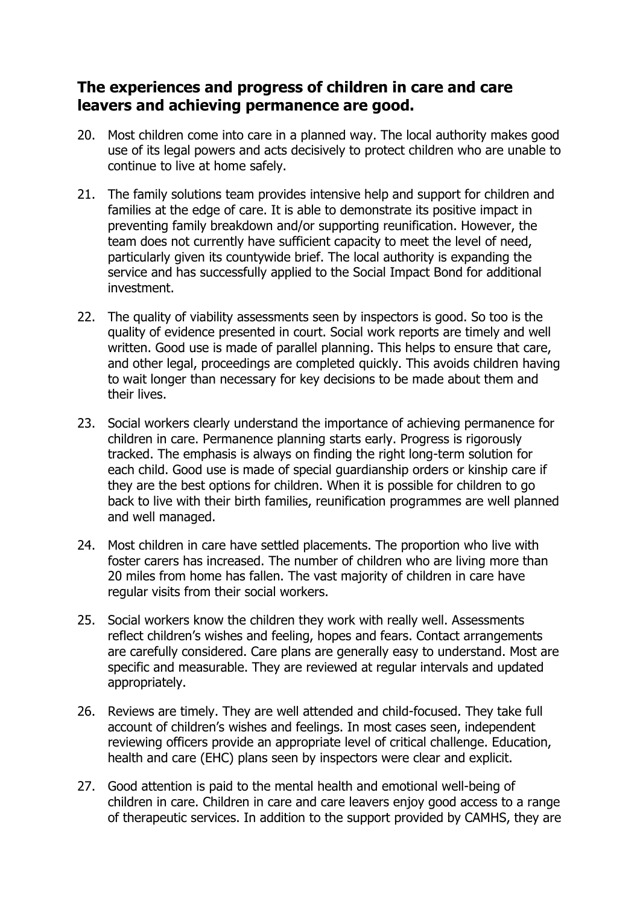## The experiences and progress of children in care and care leavers and achieving permanence are good.

20. Most children come into care in a planned way. The local authority makes good use of its legal powers and acts decisively to protect children who are unable to continue to live at home safely.

21. The family solutions team provides intensive help and support for children and families at the edge of care. It is able to demonstrate its positive impact in preventing family breakdown and/or supporting reunification. However, the team does not currently have sufficient capacity to meet the level of need, particularly given its countywide brief. The local authority is expanding the service and has successfully applied to the Social Impact Bond for additional investment.

22. The quality of viability assessments seen by inspectors is good. So too is the quality of evidence presented in court. Social work reports are timely and well written. Good use is made of parallel planning. This helps to ensure that care, and other legal, proceedings are completed quickly. This avoids children having to wait longer than necessary for key decisions to be made about them and their lives.

23. Social workers clearly understand the importance of achieving permanence for children in care. Permanence planning starts early. Progress is rigorously tracked. The emphasis is always on finding the right long-term solution for each child. Good use is made of special guardianship orders or kinship care if they are the best options for children. When it is possible for children to go back to live with their birth families, reunification programmes are well planned and well managed.

24. Most children in care have settled placements. The proportion who live with foster carers has increased. The number of children who are living more than 20 miles from home has fallen. The vast majority of children in care have regular visits from their social workers.

25. Social workers know the children they work with really well. Assessments reflect children's wishes and feeling, hopes and fears. Contact arrangements are carefully considered. Care plans are generally easy to understand. Most are specific and measurable. They are reviewed at regular intervals and updated appropriately.

26. Reviews are timely. They are well attended and child-focused. They take full account of children's wishes and feelings. In most cases seen, independent reviewing officers provide an appropriate level of critical challenge. Education, health and care (EHC) plans seen by inspectors were clear and explicit.

27. Good attention is paid to the mental health and emotional well-being of children in care. Children in care and care leavers enjoy good access to a range of therapeutic services. In addition to the support provided by CAMHS, they are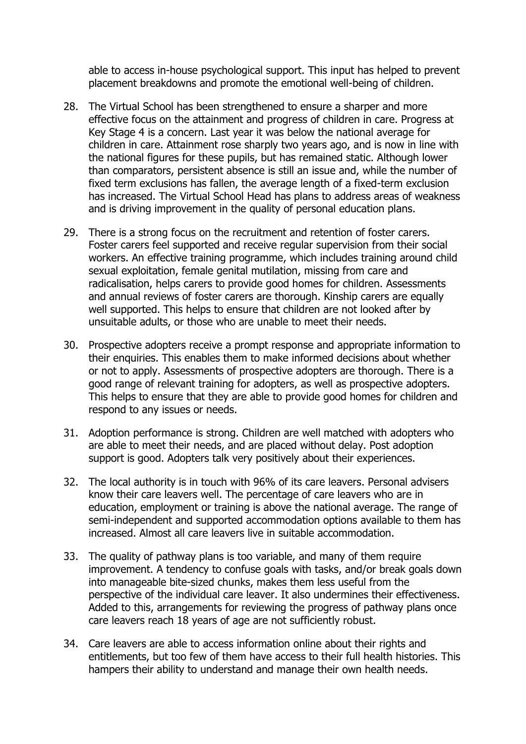able to access in-house psychological support. This input has helped to prevent placement breakdowns and promote the emotional well-being of children.

28. The Virtual School has been strengthened to ensure a sharper and more effective focus on the attainment and progress of children in care. Progress at Key Stage 4 is a concern. Last year it was below the national average for children in care. Attainment rose sharply two years ago, and is now in line with the national figures for these pupils, but has remained static. Although lower than comparators, persistent absence is still an issue and, while the number of fixed term exclusions has fallen, the average length of a fixed-term exclusion has increased. The Virtual School Head has plans to address areas of weakness and is driving improvement in the quality of personal education plans.

29. There is a strong focus on the recruitment and retention of foster carers. Foster carers feel supported and receive regular supervision from their social workers. An effective training programme, which includes training around child sexual exploitation, female genital mutilation, missing from care and radicalisation, helps carers to provide good homes for children. Assessments and annual reviews of foster carers are thorough. Kinship carers are equally well supported. This helps to ensure that children are not looked after by unsuitable adults, or those who are unable to meet their needs.

30. Prospective adopters receive a prompt response and appropriate information to their enquiries. This enables them to make informed decisions about whether or not to apply. Assessments of prospective adopters are thorough. There is a good range of relevant training for adopters, as well as prospective adopters. This helps to ensure that they are able to provide good homes for children and respond to any issues or needs.

31. Adoption performance is strong. Children are well matched with adopters who are able to meet their needs, and are placed without delay. Post adoption support is good. Adopters talk very positively about their experiences.

32. The local authority is in touch with 96% of its care leavers. Personal advisers know their care leavers well. The percentage of care leavers who are in education, employment or training is above the national average. The range of semi-independent and supported accommodation options available to them has increased. Almost all care leavers live in suitable accommodation.

33. The quality of pathway plans is too variable, and many of them require improvement. A tendency to confuse goals with tasks, and/or break goals down into manageable bite-sized chunks, makes them less useful from the perspective of the individual care leaver. It also undermines their effectiveness. Added to this, arrangements for reviewing the progress of pathway plans once care leavers reach 18 years of age are not sufficiently robust.

34. Care leavers are able to access information online about their rights and entitlements, but too few of them have access to their full health histories. This hampers their ability to understand and manage their own health needs.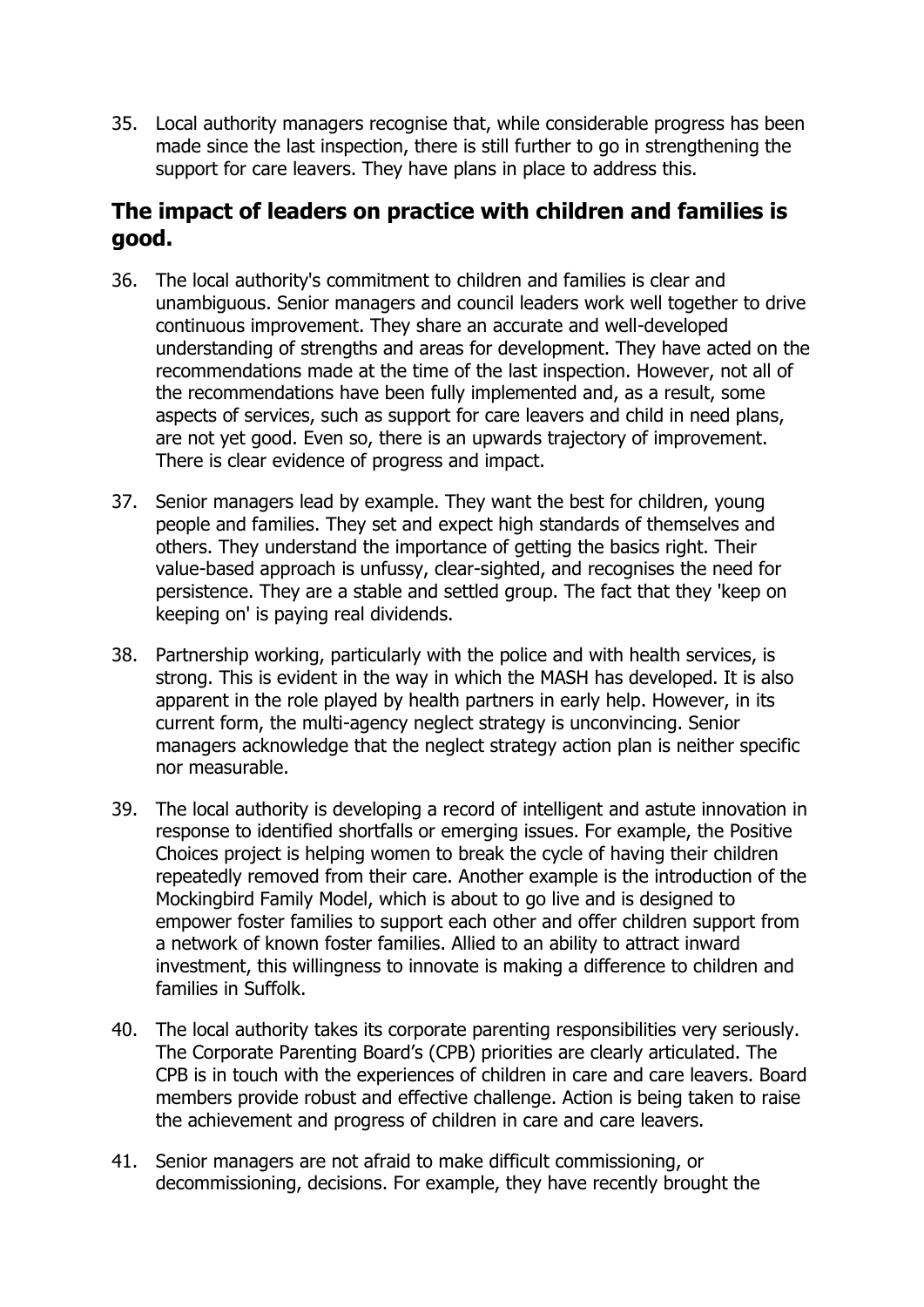35. Local authority managers recognise that, while considerable progress has been made since the last inspection, there is still further to go in strengthening the support for care leavers. They have plans in place to address this.

## The impact of leaders on practice with children and families is good.

36. The local authority's commitment to children and families is clear and unambiguous. Senior managers and council leaders work well together to drive continuous improvement. They share an accurate and well-developed understanding of strengths and areas for development. They have acted on the recommendations made at the time of the last inspection. However, not all of the recommendations have been fully implemented and, as a result, some aspects of services, such as support for care leavers and child in need plans, are not yet good. Even so, there is an upwards trajectory of improvement. There is clear evidence of progress and impact.

37. Senior managers lead by example. They want the best for children, young people and families. They set and expect high standards of themselves and others. They understand the importance of getting the basics right. Their value-based approach is unfussy, clear-sighted, and recognises the need for persistence. They are a stable and settled group. The fact that they 'keep on keeping on' is paying real dividends.

38. Partnership working, particularly with the police and with health services, is strong. This is evident in the way in which the MASH has developed. It is also apparent in the role played by health partners in early help. However, in its current form, the multi-agency neglect strategy is unconvincing. Senior managers acknowledge that the neglect strategy action plan is neither specific nor measurable.

39. The local authority is developing a record of intelligent and astute innovation in response to identified shortfalls or emerging issues. For example, the Positive Choices project is helping women to break the cycle of having their children repeatedly removed from their care. Another example is the introduction of the Mockingbird Family Model, which is about to go live and is designed to empower foster families to support each other and offer children support from a network of known foster families. Allied to an ability to attract inward investment, this willingness to innovate is making a difference to children and families in Suffolk.

40. The local authority takes its corporate parenting responsibilities very seriously. The Corporate Parenting Board's (CPB) priorities are clearly articulated. The CPB is in touch with the experiences of children in care and care leavers. Board members provide robust and effective challenge. Action is being taken to raise the achievement and progress of children in care and care leavers.

41. Senior managers are not afraid to make difficult commissioning, or decommissioning, decisions. For example, they have recently brought the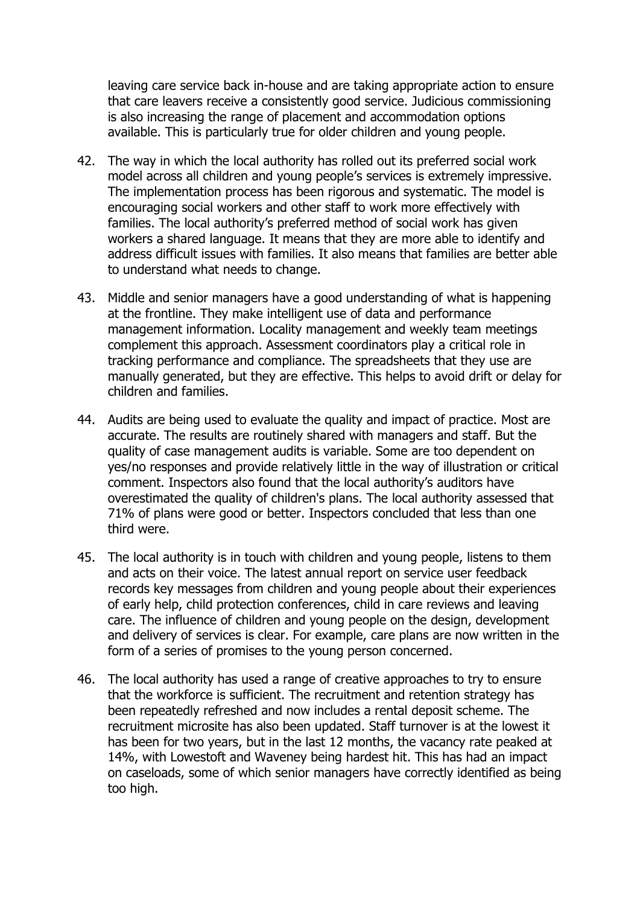leaving care service back in-house and are taking appropriate action to ensure that care leavers receive a consistently good service. Judicious commissioning is also increasing the range of placement and accommodation options available. This is particularly true for older children and young people.

42. The way in which the local authority has rolled out its preferred social work model across all children and young people's services is extremely impressive. The implementation process has been rigorous and systematic. The model is encouraging social workers and other staff to work more effectively with families. The local authority's preferred method of social work has given workers a shared language. It means that they are more able to identify and address difficult issues with families. It also means that families are better able to understand what needs to change.

43. Middle and senior managers have a good understanding of what is happening at the frontline. They make intelligent use of data and performance management information. Locality management and weekly team meetings complement this approach. Assessment coordinators play a critical role in tracking performance and compliance. The spreadsheets that they use are manually generated, but they are effective. This helps to avoid drift or delay for children and families.

44. Audits are being used to evaluate the quality and impact of practice. Most are accurate. The results are routinely shared with managers and staff. But the quality of case management audits is variable. Some are too dependent on yes/no responses and provide relatively little in the way of illustration or critical comment. Inspectors also found that the local authority's auditors have overestimated the quality of children's plans. The local authority assessed that 71% of plans were good or better. Inspectors concluded that less than one third were.

45. The local authority is in touch with children and young people, listens to them and acts on their voice. The latest annual report on service user feedback records key messages from children and young people about their experiences of early help, child protection conferences, child in care reviews and leaving care. The influence of children and young people on the design, development and delivery of services is clear. For example, care plans are now written in the form of a series of promises to the young person concerned.

46. The local authority has used a range of creative approaches to try to ensure that the workforce is sufficient. The recruitment and retention strategy has been repeatedly refreshed and now includes a rental deposit scheme. The recruitment microsite has also been updated. Staff turnover is at the lowest it has been for two years, but in the last 12 months, the vacancy rate peaked at 14%, with Lowestoft and Waveney being hardest hit. This has had an impact on caseloads, some of which senior managers have correctly identified as being too high.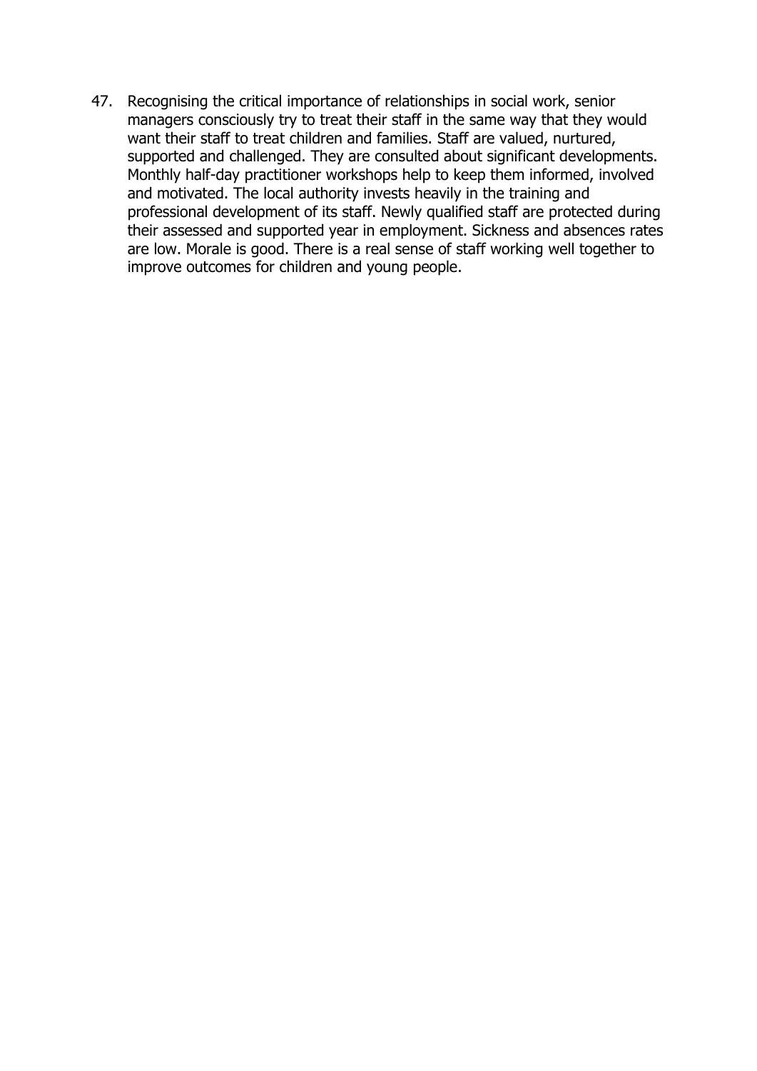47. Recognising the critical importance of relationships in social work, senior managers consciously try to treat their staff in the same way that they would want their staff to treat children and families. Staff are valued, nurtured, supported and challenged. They are consulted about significant developments. Monthly half-day practitioner workshops help to keep them informed, involved and motivated. The local authority invests heavily in the training and professional development of its staff. Newly qualified staff are protected during their assessed and supported year in employment. Sickness and absences rates are low. Morale is good. There is a real sense of staff working well together to improve outcomes for children and young people.